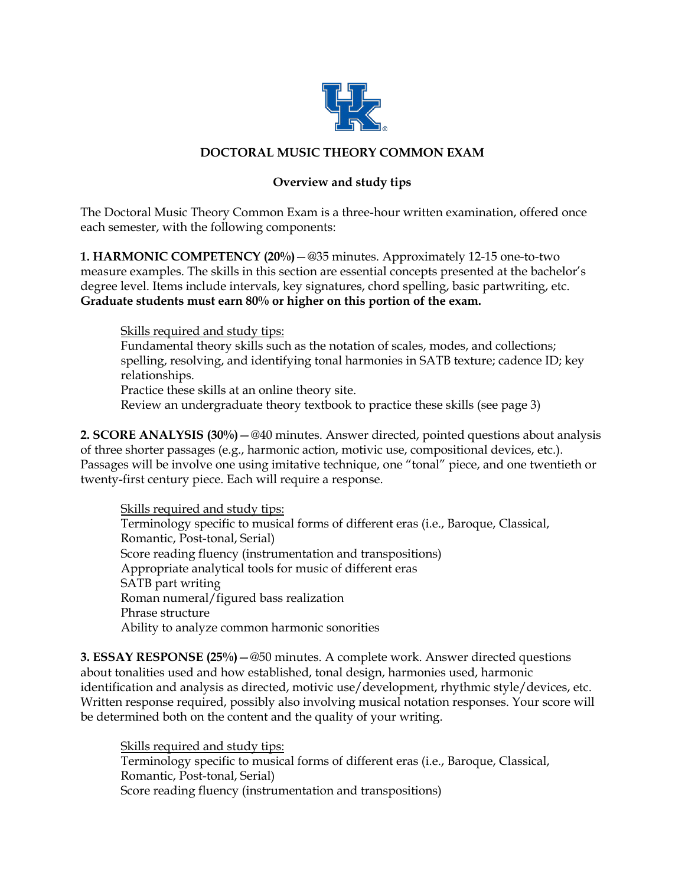# DOCTORAL MUSIC THEORY COMMON EXAM

## Overview and study tips

The Doctoral Music Theory Common Exam is a three-hour written examination, offered once each semester, with the following components:

**1. HARMONIC COMPETENCY (20%)**—@35 minutes. Approximately 12-15 one-to-two measure examples. The skills in this section are essential concepts presented at the bachelor's degree level. Items include intervals, key signatures, chord spelling, basic partwriting, etc. **Graduate students must earn 80% or higher on this portion of the exam.**

> <u>Skills required and study tips:</u>
> Fundamental theory skills such as the notation of scales, modes, and collections; spelling, resolving, and identifying tonal harmonies in SATB texture; cadence ID; key relationships.
> Practice these skills at an online theory site.
> Review an undergraduate theory textbook to practice these skills (see page 3)

**2. SCORE ANALYSIS (30%)**—@40 minutes. Answer directed, pointed questions about analysis of three shorter passages (e.g., harmonic action, motivic use, compositional devices, etc.). Passages will be involve one using imitative technique, one "tonal" piece, and one twentieth or twenty-first century piece. Each will require a response.

> <u>Skills required and study tips:</u>
> Terminology specific to musical forms of different eras (i.e., Baroque, Classical, Romantic, Post-tonal, Serial)
> Score reading fluency (instrumentation and transpositions)
> Appropriate analytical tools for music of different eras
> SATB part writing
> Roman numeral/figured bass realization
> Phrase structure
> Ability to analyze common harmonic sonorities

**3. ESSAY RESPONSE (25%)**—@50 minutes. A complete work. Answer directed questions about tonalities used and how established, tonal design, harmonies used, harmonic identification and analysis as directed, motivic use/development, rhythmic style/devices, etc. Written response required, possibly also involving musical notation responses. Your score will be determined both on the content and the quality of your writing.

> <u>Skills required and study tips:</u>
> Terminology specific to musical forms of different eras (i.e., Baroque, Classical, Romantic, Post-tonal, Serial)
> Score reading fluency (instrumentation and transpositions)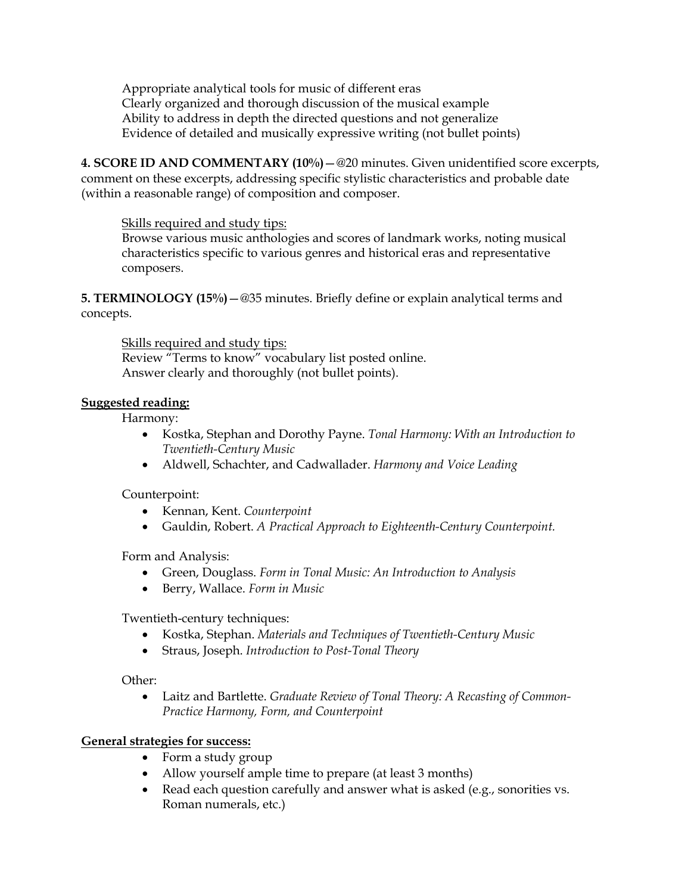Appropriate analytical tools for music of different eras
Clearly organized and thorough discussion of the musical example
Ability to address in depth the directed questions and not generalize
Evidence of detailed and musically expressive writing (not bullet points)

**4. SCORE ID AND COMMENTARY (10%)**—@20 minutes. Given unidentified score excerpts, comment on these excerpts, addressing specific stylistic characteristics and probable date (within a reasonable range) of composition and composer.

<u>Skills required and study tips:</u>
Browse various music anthologies and scores of landmark works, noting musical characteristics specific to various genres and historical eras and representative composers.

**5. TERMINOLOGY (15%)**—@35 minutes. Briefly define or explain analytical terms and concepts.

<u>Skills required and study tips:</u>
Review "Terms to know" vocabulary list posted online.
Answer clearly and thoroughly (not bullet points).

**<u>Suggested reading:</u>**

Harmony:

- Kostka, Stephan and Dorothy Payne. *Tonal Harmony: With an Introduction to Twentieth-Century Music*
- Aldwell, Schachter, and Cadwallader. *Harmony and Voice Leading*

Counterpoint:

- Kennan, Kent. *Counterpoint*
- Gauldin, Robert. *A Practical Approach to Eighteenth-Century Counterpoint.*

Form and Analysis:

- Green, Douglass. *Form in Tonal Music: An Introduction to Analysis*
- Berry, Wallace. *Form in Music*

Twentieth-century techniques:

- Kostka, Stephan. *Materials and Techniques of Twentieth-Century Music*
- Straus, Joseph. *Introduction to Post-Tonal Theory*

Other:

- Laitz and Bartlette. *Graduate Review of Tonal Theory: A Recasting of Common-Practice Harmony, Form, and Counterpoint*

**<u>General strategies for success:</u>**

- Form a study group
- Allow yourself ample time to prepare (at least 3 months)
- Read each question carefully and answer what is asked (e.g., sonorities vs. Roman numerals, etc.)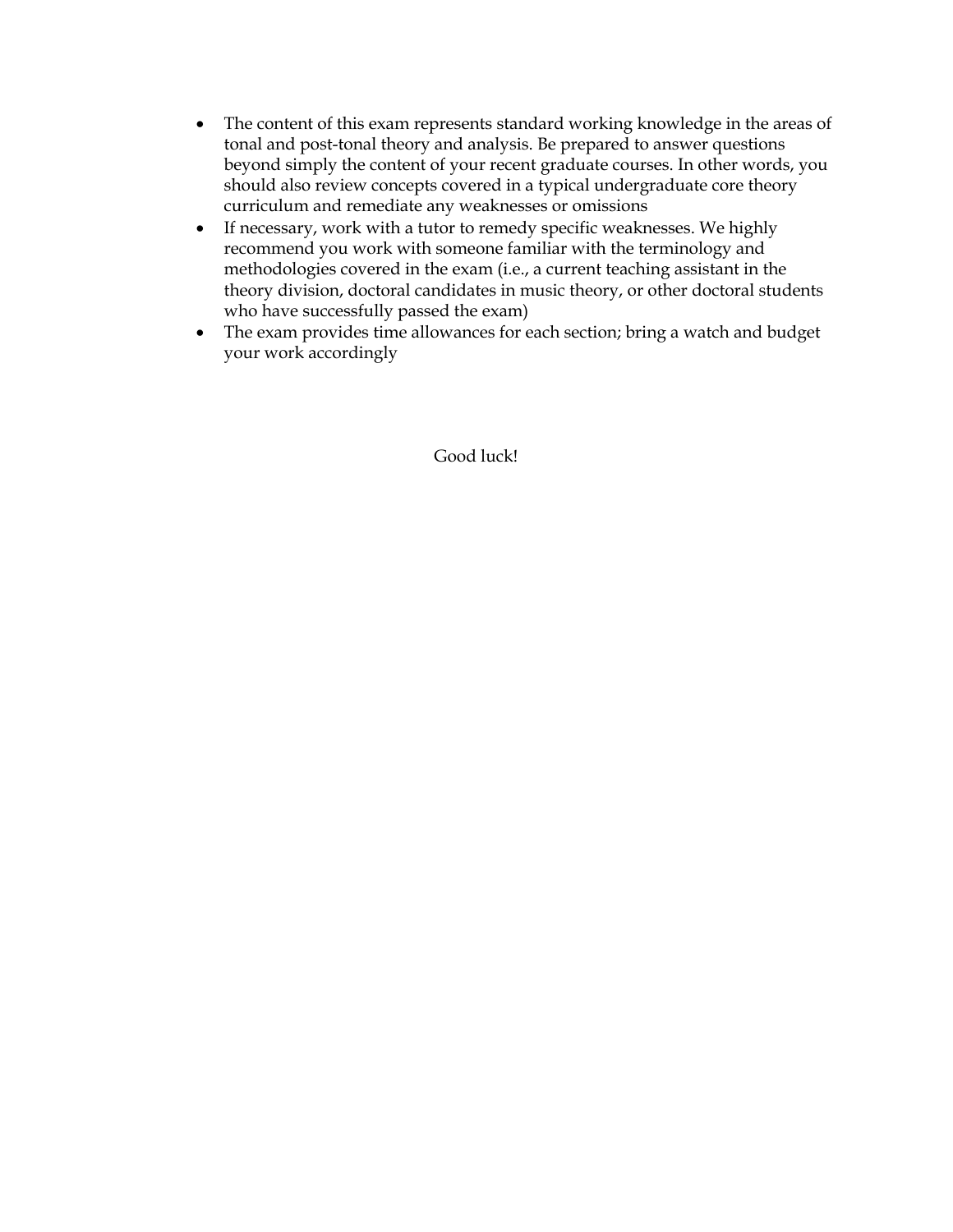- The content of this exam represents standard working knowledge in the areas of tonal and post-tonal theory and analysis. Be prepared to answer questions beyond simply the content of your recent graduate courses. In other words, you should also review concepts covered in a typical undergraduate core theory curriculum and remediate any weaknesses or omissions
- If necessary, work with a tutor to remedy specific weaknesses. We highly recommend you work with someone familiar with the terminology and methodologies covered in the exam (i.e., a current teaching assistant in the theory division, doctoral candidates in music theory, or other doctoral students who have successfully passed the exam)
- The exam provides time allowances for each section; bring a watch and budget your work accordingly

Good luck!